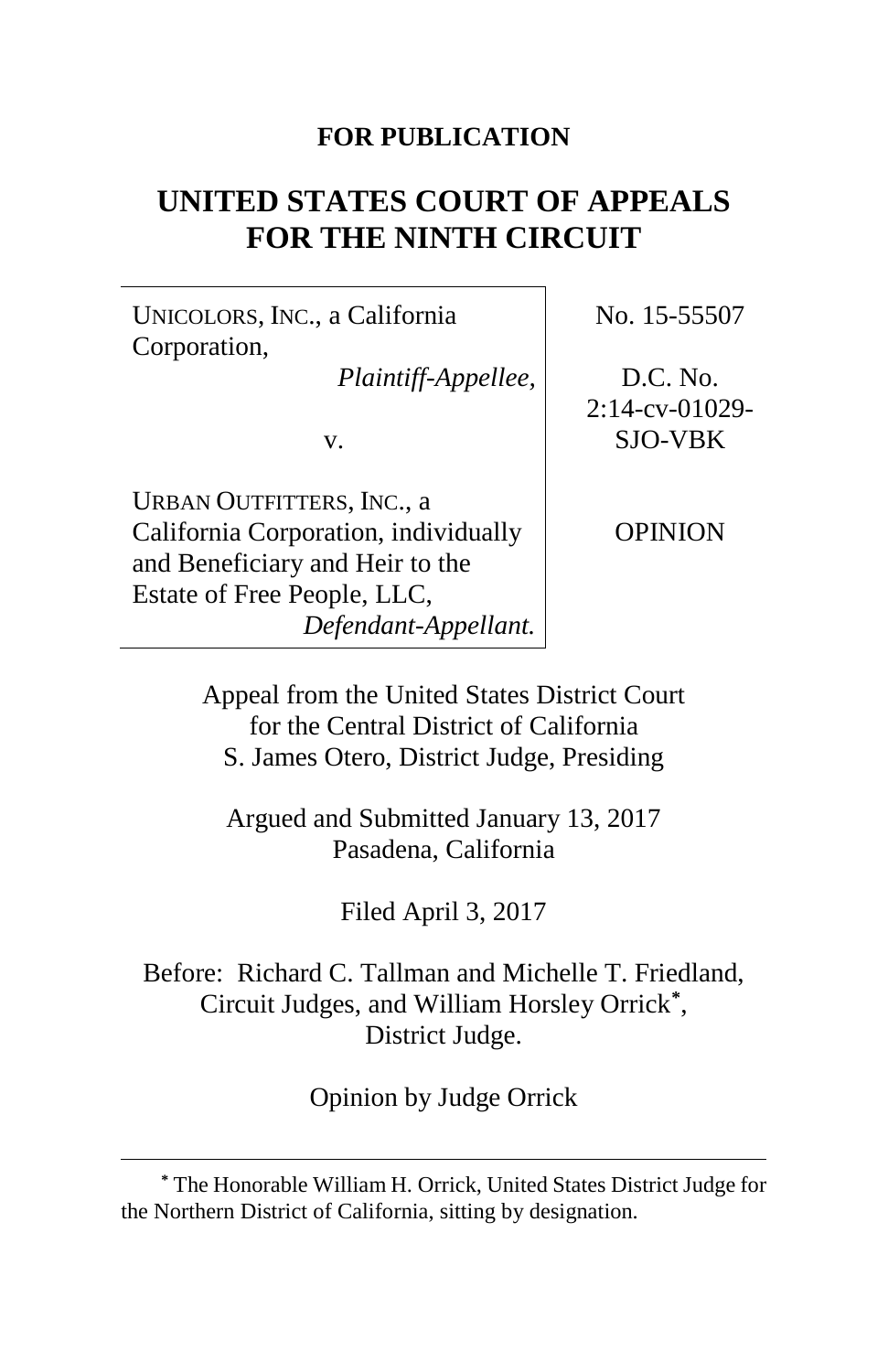**FOR PUBLICATION**

# UNITED STATES COURT OF APPEALS FOR THE NINTH CIRCUIT

UNICOLORS, INC., a California Corporation,
*Plaintiff-Appellee,*

v.

URBAN OUTFITTERS, INC., a California Corporation, individually and Beneficiary and Heir to the Estate of Free People, LLC,
*Defendant-Appellant.*

No. 15-55507

D.C. No. 2:14-cv-01029-SJO-VBK

OPINION

Appeal from the United States District Court for the Central District of California
S. James Otero, District Judge, Presiding

Argued and Submitted January 13, 2017
Pasadena, California

Filed April 3, 2017

Before: Richard C. Tallman and Michelle T. Friedland, Circuit Judges, and William Horsley Orrick[*], District Judge.

Opinion by Judge Orrick

---

[*] The Honorable William H. Orrick, United States District Judge for the Northern District of California, sitting by designation.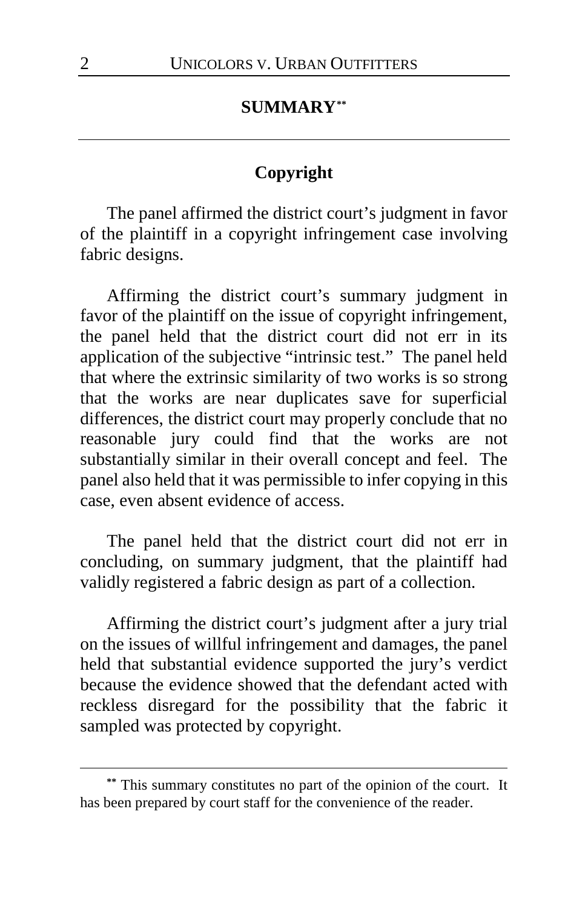## SUMMARY[**]

---

### Copyright

The panel affirmed the district court's judgment in favor of the plaintiff in a copyright infringement case involving fabric designs.

Affirming the district court's summary judgment in favor of the plaintiff on the issue of copyright infringement, the panel held that the district court did not err in its application of the subjective "intrinsic test." The panel held that where the extrinsic similarity of two works is so strong that the works are near duplicates save for superficial differences, the district court may properly conclude that no reasonable jury could find that the works are not substantially similar in their overall concept and feel. The panel also held that it was permissible to infer copying in this case, even absent evidence of access.

The panel held that the district court did not err in concluding, on summary judgment, that the plaintiff had validly registered a fabric design as part of a collection.

Affirming the district court's judgment after a jury trial on the issues of willful infringement and damages, the panel held that substantial evidence supported the jury's verdict because the evidence showed that the defendant acted with reckless disregard for the possibility that the fabric it sampled was protected by copyright.

---

[**] This summary constitutes no part of the opinion of the court. It has been prepared by court staff for the convenience of the reader.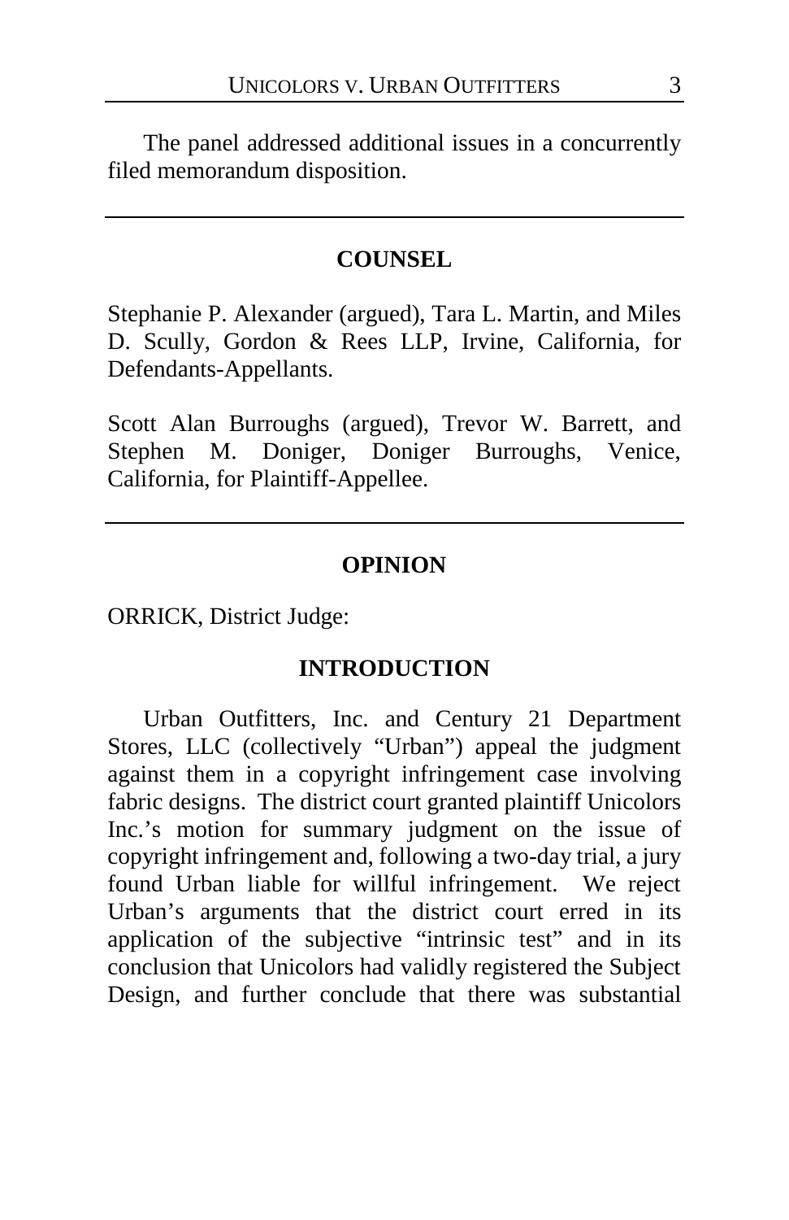The panel addressed additional issues in a concurrently filed memorandum disposition.

---

## COUNSEL

Stephanie P. Alexander (argued), Tara L. Martin, and Miles D. Scully, Gordon & Rees LLP, Irvine, California, for Defendants-Appellants.

Scott Alan Burroughs (argued), Trevor W. Barrett, and Stephen M. Doniger, Doniger Burroughs, Venice, California, for Plaintiff-Appellee.

---

## OPINION

ORRICK, District Judge:

### INTRODUCTION

Urban Outfitters, Inc. and Century 21 Department Stores, LLC (collectively "Urban") appeal the judgment against them in a copyright infringement case involving fabric designs. The district court granted plaintiff Unicolors Inc.'s motion for summary judgment on the issue of copyright infringement and, following a two-day trial, a jury found Urban liable for willful infringement. We reject Urban's arguments that the district court erred in its application of the subjective "intrinsic test" and in its conclusion that Unicolors had validly registered the Subject Design, and further conclude that there was substantial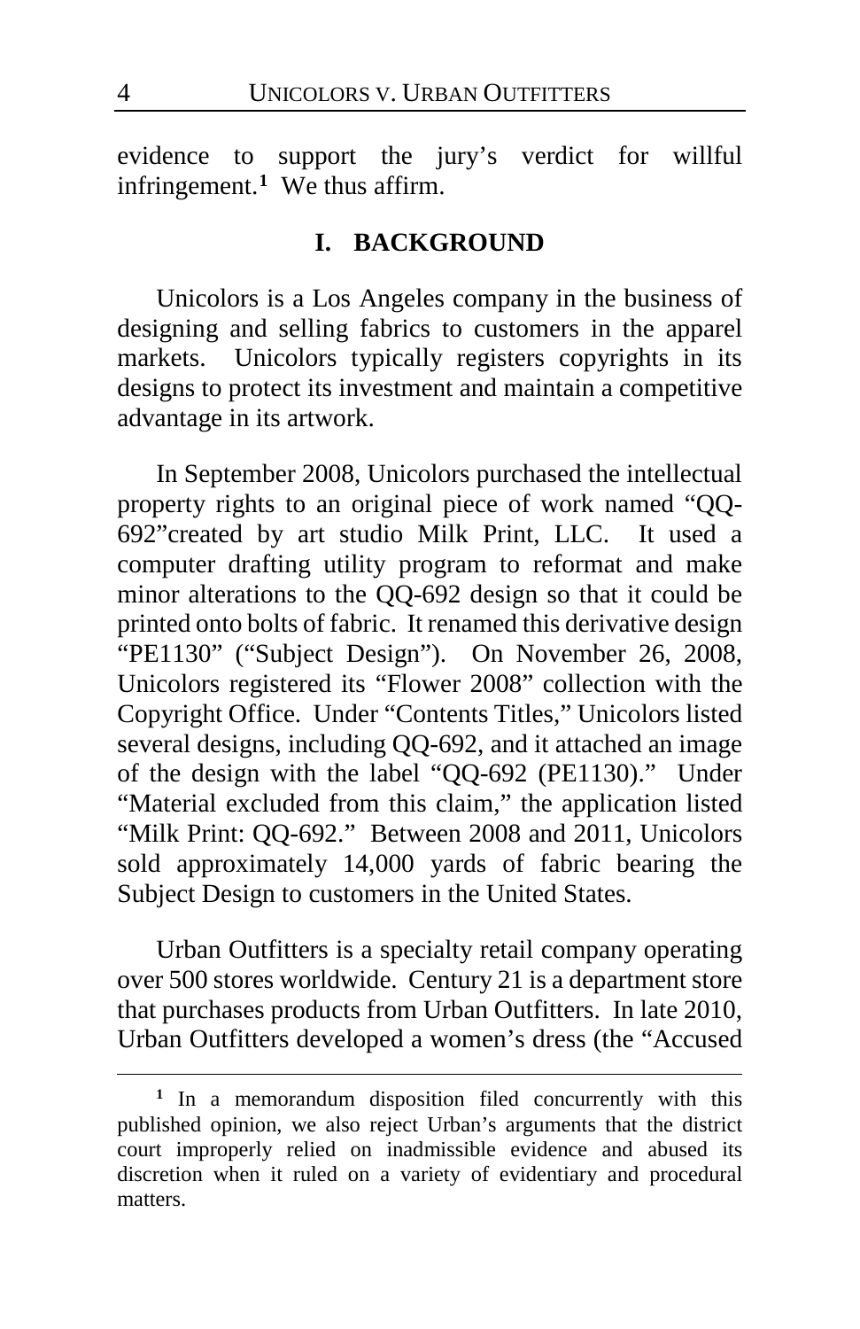evidence to support the jury's verdict for willful infringement.[1] We thus affirm.

## I. BACKGROUND

Unicolors is a Los Angeles company in the business of designing and selling fabrics to customers in the apparel markets. Unicolors typically registers copyrights in its designs to protect its investment and maintain a competitive advantage in its artwork.

In September 2008, Unicolors purchased the intellectual property rights to an original piece of work named "QQ-692"created by art studio Milk Print, LLC. It used a computer drafting utility program to reformat and make minor alterations to the QQ-692 design so that it could be printed onto bolts of fabric. It renamed this derivative design "PE1130" ("Subject Design"). On November 26, 2008, Unicolors registered its "Flower 2008" collection with the Copyright Office. Under "Contents Titles," Unicolors listed several designs, including QQ-692, and it attached an image of the design with the label "QQ-692 (PE1130)." Under "Material excluded from this claim," the application listed "Milk Print: QQ-692." Between 2008 and 2011, Unicolors sold approximately 14,000 yards of fabric bearing the Subject Design to customers in the United States.

Urban Outfitters is a specialty retail company operating over 500 stores worldwide. Century 21 is a department store that purchases products from Urban Outfitters. In late 2010, Urban Outfitters developed a women's dress (the "Accused

[1] In a memorandum disposition filed concurrently with this published opinion, we also reject Urban's arguments that the district court improperly relied on inadmissible evidence and abused its discretion when it ruled on a variety of evidentiary and procedural matters.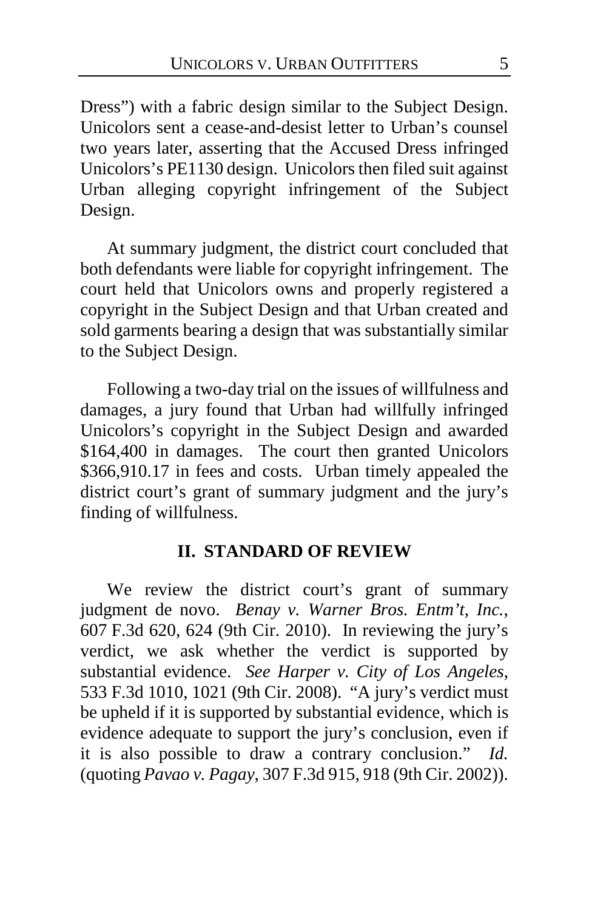Dress") with a fabric design similar to the Subject Design. Unicolors sent a cease-and-desist letter to Urban's counsel two years later, asserting that the Accused Dress infringed Unicolors's PE1130 design. Unicolors then filed suit against Urban alleging copyright infringement of the Subject Design.

At summary judgment, the district court concluded that both defendants were liable for copyright infringement. The court held that Unicolors owns and properly registered a copyright in the Subject Design and that Urban created and sold garments bearing a design that was substantially similar to the Subject Design.

Following a two-day trial on the issues of willfulness and damages, a jury found that Urban had willfully infringed Unicolors's copyright in the Subject Design and awarded $164,400 in damages. The court then granted Unicolors $366,910.17 in fees and costs. Urban timely appealed the district court's grant of summary judgment and the jury's finding of willfulness.

## II. STANDARD OF REVIEW

We review the district court's grant of summary judgment de novo. *Benay v. Warner Bros. Entm't, Inc.*, 607 F.3d 620, 624 (9th Cir. 2010). In reviewing the jury's verdict, we ask whether the verdict is supported by substantial evidence. *See Harper v. City of Los Angeles*, 533 F.3d 1010, 1021 (9th Cir. 2008). "A jury's verdict must be upheld if it is supported by substantial evidence, which is evidence adequate to support the jury's conclusion, even if it is also possible to draw a contrary conclusion." *Id.* (quoting *Pavao v. Pagay*, 307 F.3d 915, 918 (9th Cir. 2002)).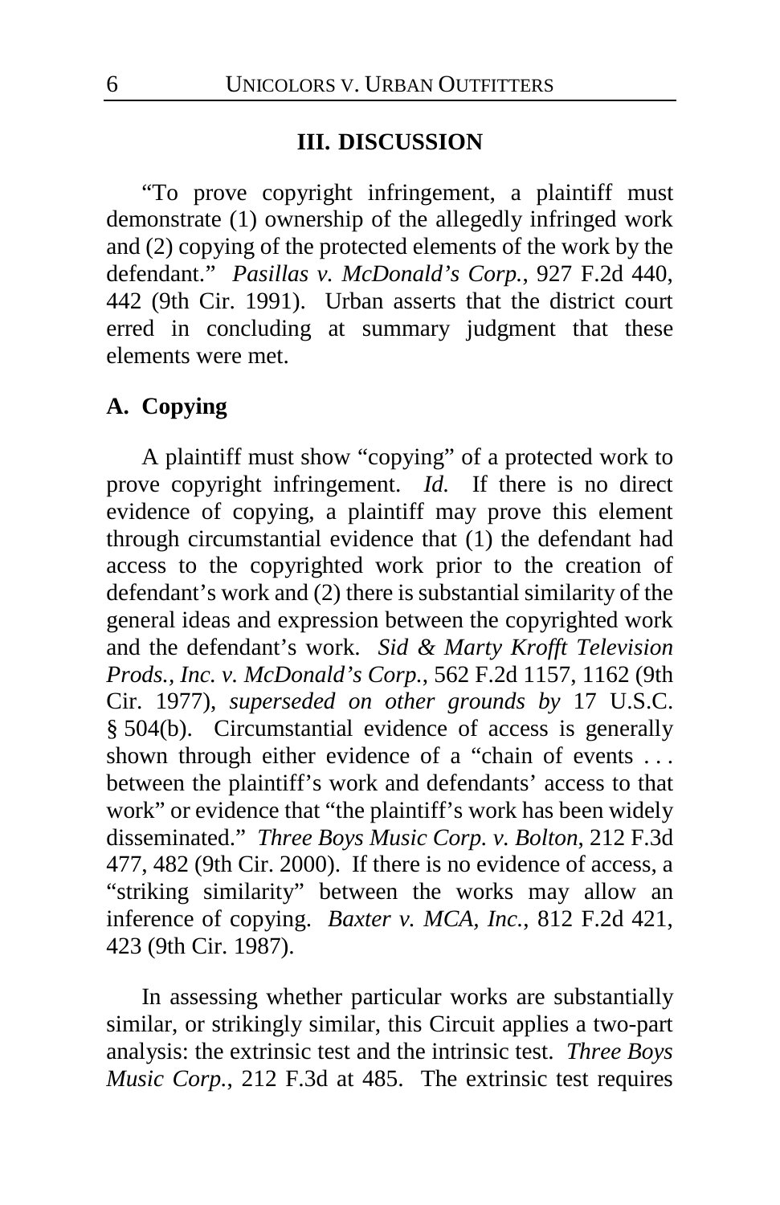## III. DISCUSSION

"To prove copyright infringement, a plaintiff must demonstrate (1) ownership of the allegedly infringed work and (2) copying of the protected elements of the work by the defendant." *Pasillas v. McDonald's Corp.*, 927 F.2d 440, 442 (9th Cir. 1991). Urban asserts that the district court erred in concluding at summary judgment that these elements were met.

### A. Copying

A plaintiff must show "copying" of a protected work to prove copyright infringement. *Id.* If there is no direct evidence of copying, a plaintiff may prove this element through circumstantial evidence that (1) the defendant had access to the copyrighted work prior to the creation of defendant's work and (2) there is substantial similarity of the general ideas and expression between the copyrighted work and the defendant's work. *Sid & Marty Krofft Television Prods., Inc. v. McDonald's Corp.*, 562 F.2d 1157, 1162 (9th Cir. 1977), *superseded on other grounds by* 17 U.S.C. § 504(b). Circumstantial evidence of access is generally shown through either evidence of a "chain of events . . . between the plaintiff's work and defendants' access to that work" or evidence that "the plaintiff's work has been widely disseminated." *Three Boys Music Corp. v. Bolton*, 212 F.3d 477, 482 (9th Cir. 2000). If there is no evidence of access, a "striking similarity" between the works may allow an inference of copying. *Baxter v. MCA, Inc.*, 812 F.2d 421, 423 (9th Cir. 1987).

In assessing whether particular works are substantially similar, or strikingly similar, this Circuit applies a two-part analysis: the extrinsic test and the intrinsic test. *Three Boys Music Corp.*, 212 F.3d at 485. The extrinsic test requires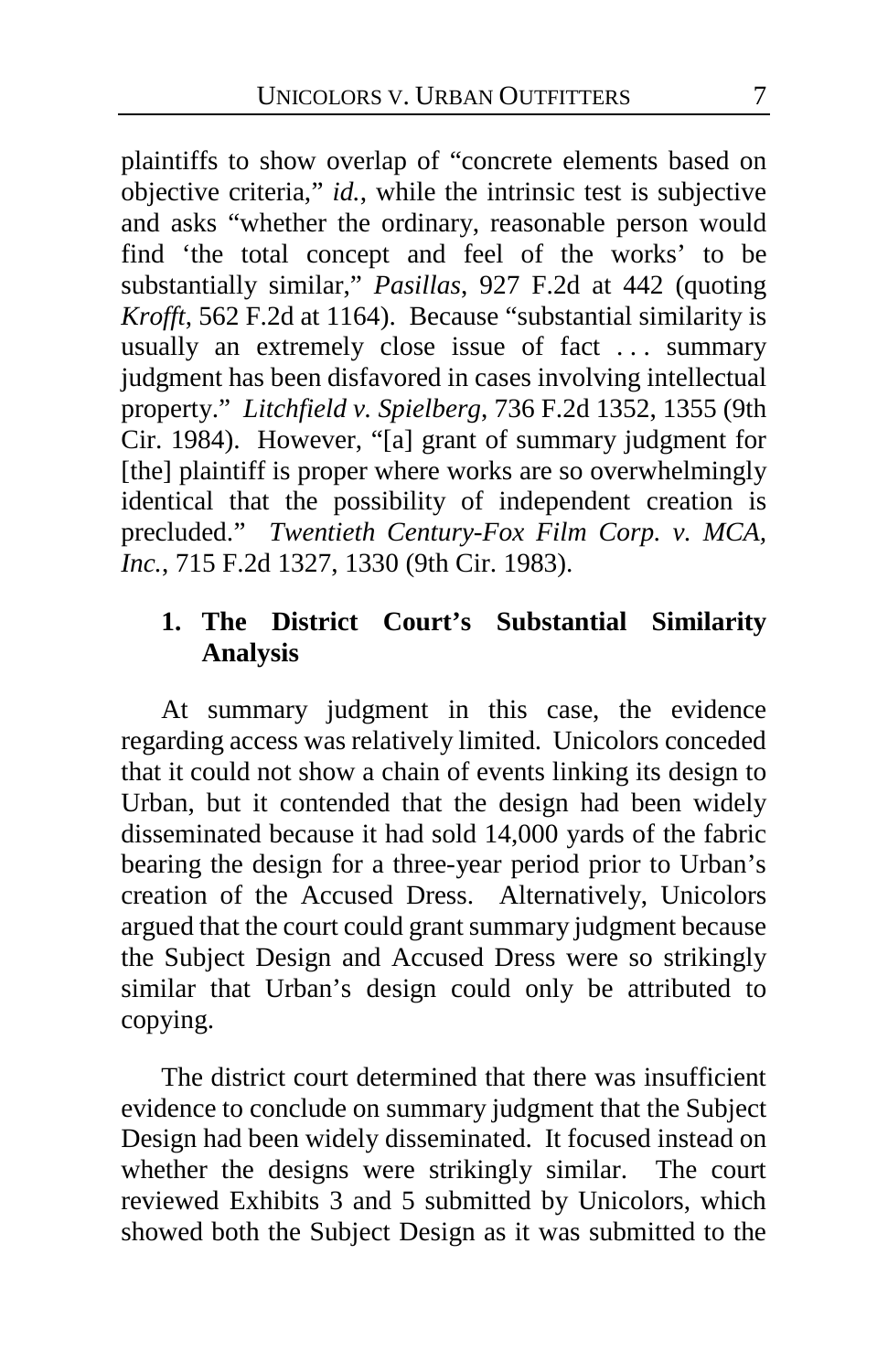plaintiffs to show overlap of "concrete elements based on objective criteria," *id.*, while the intrinsic test is subjective and asks "whether the ordinary, reasonable person would find 'the total concept and feel of the works' to be substantially similar," *Pasillas*, 927 F.2d at 442 (quoting *Krofft*, 562 F.2d at 1164). Because "substantial similarity is usually an extremely close issue of fact . . . summary judgment has been disfavored in cases involving intellectual property." *Litchfield v. Spielberg*, 736 F.2d 1352, 1355 (9th Cir. 1984). However, "[a] grant of summary judgment for [the] plaintiff is proper where works are so overwhelmingly identical that the possibility of independent creation is precluded." *Twentieth Century-Fox Film Corp. v. MCA, Inc.*, 715 F.2d 1327, 1330 (9th Cir. 1983).

### 1. The District Court's Substantial Similarity Analysis

At summary judgment in this case, the evidence regarding access was relatively limited. Unicolors conceded that it could not show a chain of events linking its design to Urban, but it contended that the design had been widely disseminated because it had sold 14,000 yards of the fabric bearing the design for a three-year period prior to Urban's creation of the Accused Dress. Alternatively, Unicolors argued that the court could grant summary judgment because the Subject Design and Accused Dress were so strikingly similar that Urban's design could only be attributed to copying.

The district court determined that there was insufficient evidence to conclude on summary judgment that the Subject Design had been widely disseminated. It focused instead on whether the designs were strikingly similar. The court reviewed Exhibits 3 and 5 submitted by Unicolors, which showed both the Subject Design as it was submitted to the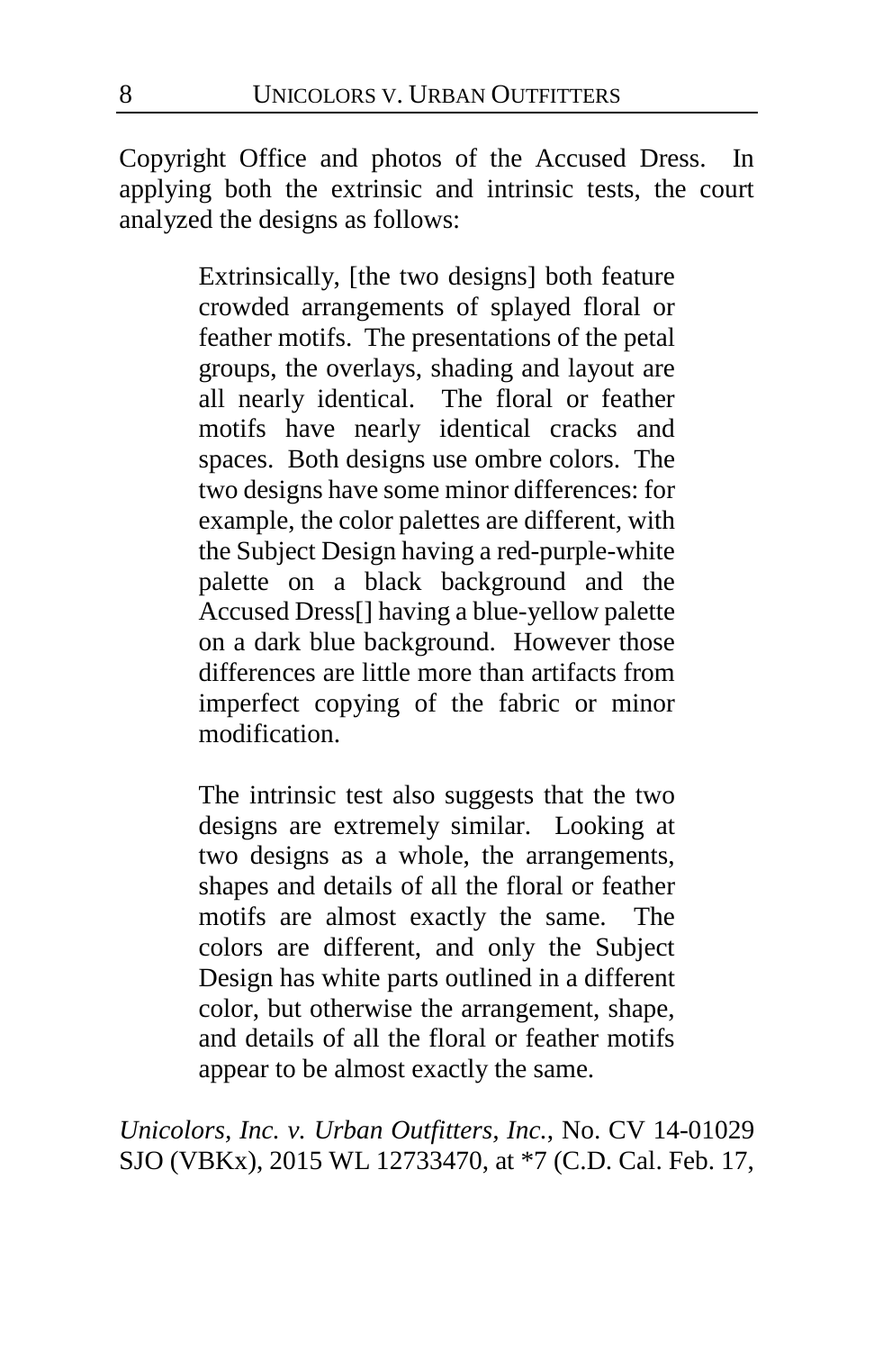Copyright Office and photos of the Accused Dress. In applying both the extrinsic and intrinsic tests, the court analyzed the designs as follows:

> Extrinsically, [the two designs] both feature crowded arrangements of splayed floral or feather motifs. The presentations of the petal groups, the overlays, shading and layout are all nearly identical. The floral or feather motifs have nearly identical cracks and spaces. Both designs use ombre colors. The two designs have some minor differences: for example, the color palettes are different, with the Subject Design having a red-purple-white palette on a black background and the Accused Dress[] having a blue-yellow palette on a dark blue background. However those differences are little more than artifacts from imperfect copying of the fabric or minor modification.
>
> The intrinsic test also suggests that the two designs are extremely similar. Looking at two designs as a whole, the arrangements, shapes and details of all the floral or feather motifs are almost exactly the same. The colors are different, and only the Subject Design has white parts outlined in a different color, but otherwise the arrangement, shape, and details of all the floral or feather motifs appear to be almost exactly the same.

*Unicolors, Inc. v. Urban Outfitters, Inc.*, No. CV 14-01029 SJO (VBKx), 2015 WL 12733470, at *7 (C.D. Cal. Feb. 17,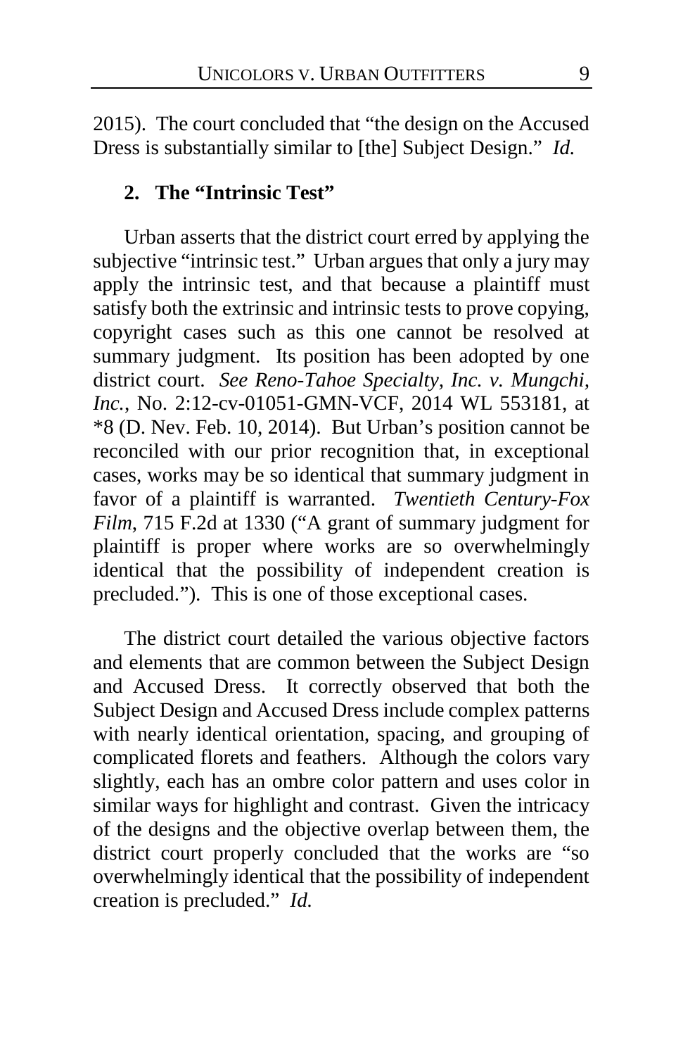2015). The court concluded that "the design on the Accused Dress is substantially similar to [the] Subject Design." *Id.*

### 2. The "Intrinsic Test"

Urban asserts that the district court erred by applying the subjective "intrinsic test." Urban argues that only a jury may apply the intrinsic test, and that because a plaintiff must satisfy both the extrinsic and intrinsic tests to prove copying, copyright cases such as this one cannot be resolved at summary judgment. Its position has been adopted by one district court. *See Reno-Tahoe Specialty, Inc. v. Mungchi, Inc.*, No. 2:12-cv-01051-GMN-VCF, 2014 WL 553181, at *8 (D. Nev. Feb. 10, 2014). But Urban's position cannot be reconciled with our prior recognition that, in exceptional cases, works may be so identical that summary judgment in favor of a plaintiff is warranted. *Twentieth Century-Fox Film*, 715 F.2d at 1330 ("A grant of summary judgment for plaintiff is proper where works are so overwhelmingly identical that the possibility of independent creation is precluded."). This is one of those exceptional cases.

The district court detailed the various objective factors and elements that are common between the Subject Design and Accused Dress. It correctly observed that both the Subject Design and Accused Dress include complex patterns with nearly identical orientation, spacing, and grouping of complicated florets and feathers. Although the colors vary slightly, each has an ombre color pattern and uses color in similar ways for highlight and contrast. Given the intricacy of the designs and the objective overlap between them, the district court properly concluded that the works are "so overwhelmingly identical that the possibility of independent creation is precluded." *Id.*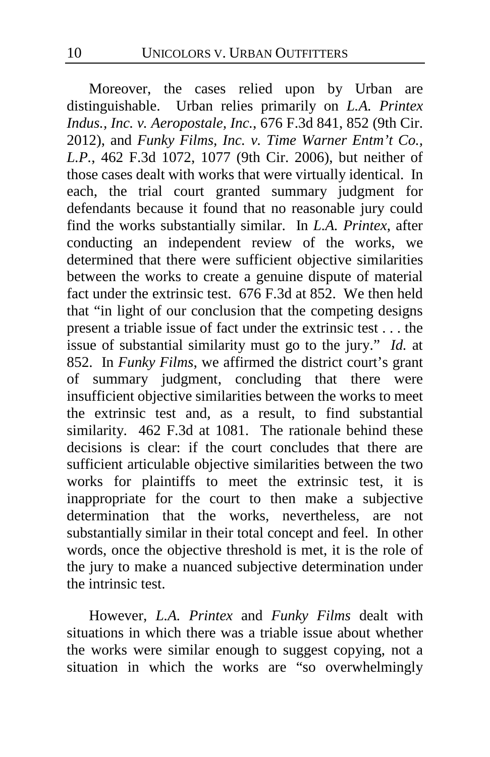Moreover, the cases relied upon by Urban are distinguishable. Urban relies primarily on *L.A. Printex Indus., Inc. v. Aeropostale, Inc.*, 676 F.3d 841, 852 (9th Cir. 2012), and *Funky Films, Inc. v. Time Warner Entm't Co., L.P.*, 462 F.3d 1072, 1077 (9th Cir. 2006), but neither of those cases dealt with works that were virtually identical. In each, the trial court granted summary judgment for defendants because it found that no reasonable jury could find the works substantially similar. In *L.A. Printex*, after conducting an independent review of the works, we determined that there were sufficient objective similarities between the works to create a genuine dispute of material fact under the extrinsic test. 676 F.3d at 852. We then held that "in light of our conclusion that the competing designs present a triable issue of fact under the extrinsic test . . . the issue of substantial similarity must go to the jury." *Id.* at 852. In *Funky Films*, we affirmed the district court's grant of summary judgment, concluding that there were insufficient objective similarities between the works to meet the extrinsic test and, as a result, to find substantial similarity. 462 F.3d at 1081. The rationale behind these decisions is clear: if the court concludes that there are sufficient articulable objective similarities between the two works for plaintiffs to meet the extrinsic test, it is inappropriate for the court to then make a subjective determination that the works, nevertheless, are not substantially similar in their total concept and feel. In other words, once the objective threshold is met, it is the role of the jury to make a nuanced subjective determination under the intrinsic test.

However, *L.A. Printex* and *Funky Films* dealt with situations in which there was a triable issue about whether the works were similar enough to suggest copying, not a situation in which the works are "so overwhelmingly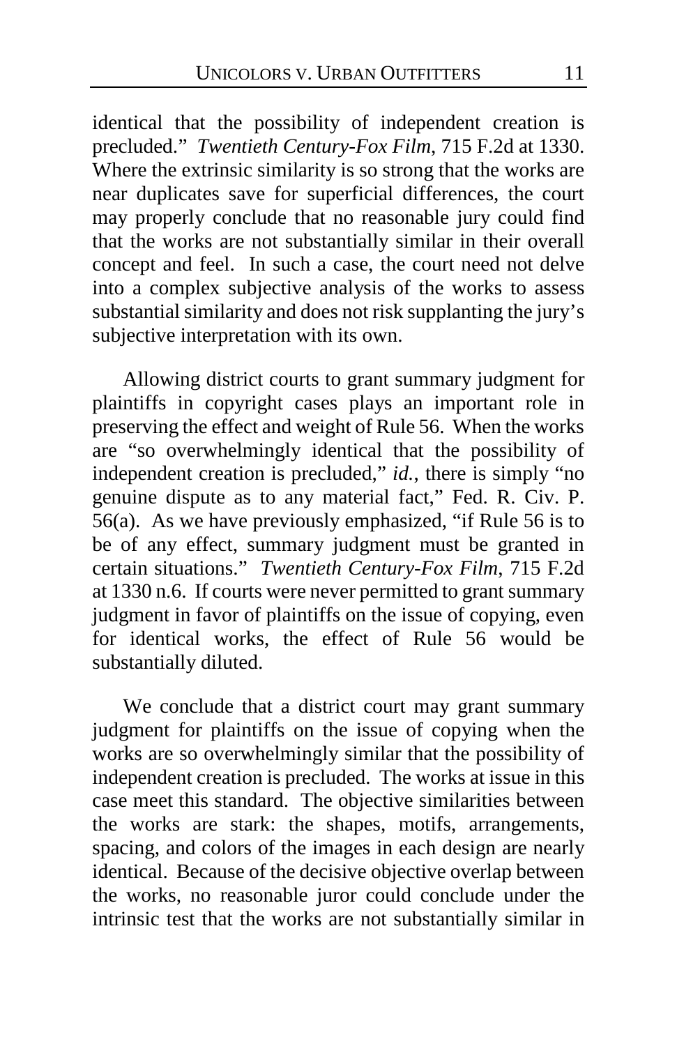identical that the possibility of independent creation is precluded." *Twentieth Century-Fox Film*, 715 F.2d at 1330. Where the extrinsic similarity is so strong that the works are near duplicates save for superficial differences, the court may properly conclude that no reasonable jury could find that the works are not substantially similar in their overall concept and feel. In such a case, the court need not delve into a complex subjective analysis of the works to assess substantial similarity and does not risk supplanting the jury's subjective interpretation with its own.

Allowing district courts to grant summary judgment for plaintiffs in copyright cases plays an important role in preserving the effect and weight of Rule 56. When the works are "so overwhelmingly identical that the possibility of independent creation is precluded," *id.*, there is simply "no genuine dispute as to any material fact," Fed. R. Civ. P. 56(a). As we have previously emphasized, "if Rule 56 is to be of any effect, summary judgment must be granted in certain situations." *Twentieth Century-Fox Film*, 715 F.2d at 1330 n.6. If courts were never permitted to grant summary judgment in favor of plaintiffs on the issue of copying, even for identical works, the effect of Rule 56 would be substantially diluted.

We conclude that a district court may grant summary judgment for plaintiffs on the issue of copying when the works are so overwhelmingly similar that the possibility of independent creation is precluded. The works at issue in this case meet this standard. The objective similarities between the works are stark: the shapes, motifs, arrangements, spacing, and colors of the images in each design are nearly identical. Because of the decisive objective overlap between the works, no reasonable juror could conclude under the intrinsic test that the works are not substantially similar in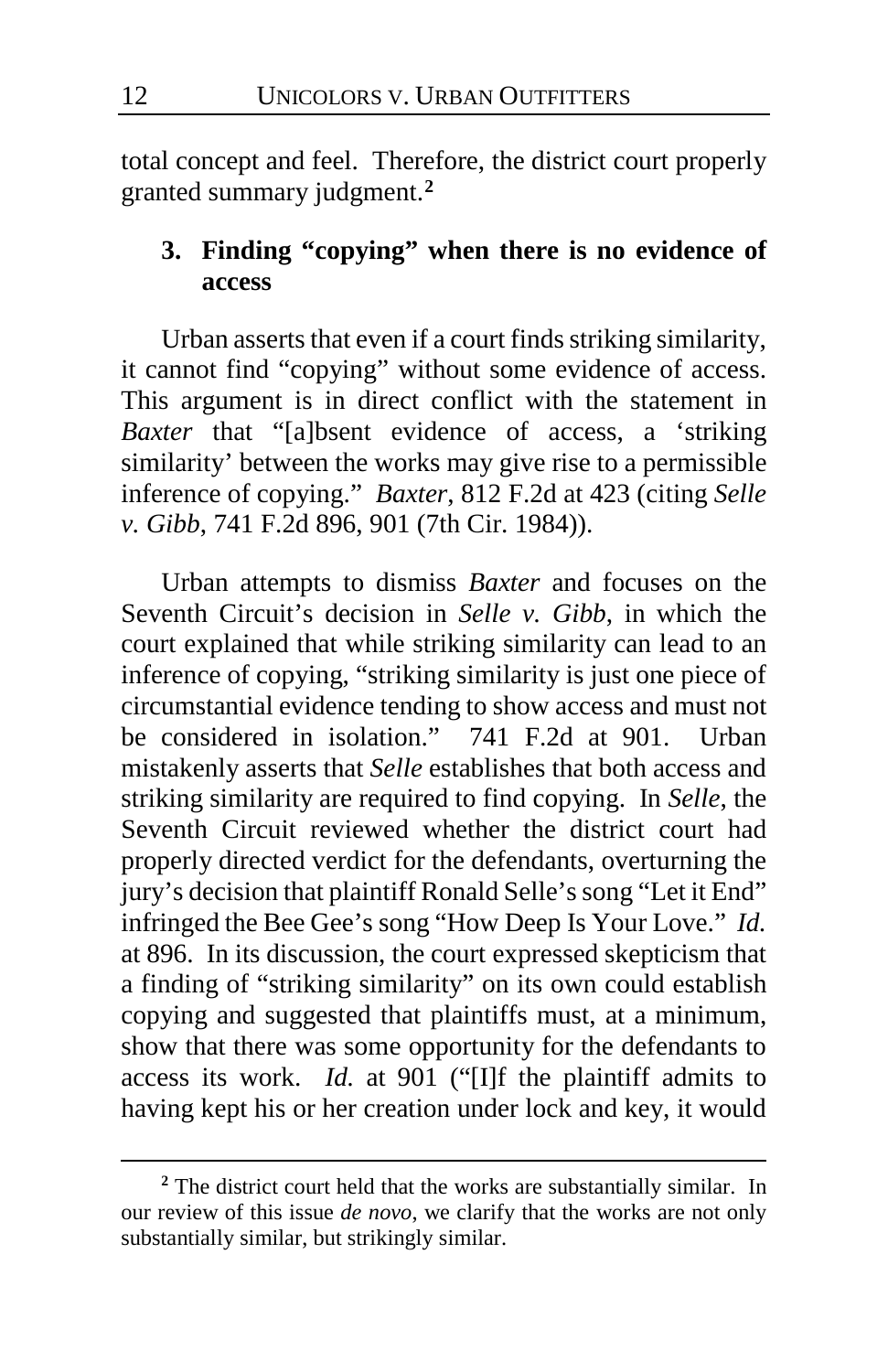total concept and feel. Therefore, the district court properly granted summary judgment.[2]

### 3. Finding "copying" when there is no evidence of access

Urban asserts that even if a court finds striking similarity, it cannot find "copying" without some evidence of access. This argument is in direct conflict with the statement in *Baxter* that "[a]bsent evidence of access, a 'striking similarity' between the works may give rise to a permissible inference of copying." *Baxter*, 812 F.2d at 423 (citing *Selle v. Gibb*, 741 F.2d 896, 901 (7th Cir. 1984)).

Urban attempts to dismiss *Baxter* and focuses on the Seventh Circuit's decision in *Selle v. Gibb*, in which the court explained that while striking similarity can lead to an inference of copying, "striking similarity is just one piece of circumstantial evidence tending to show access and must not be considered in isolation." 741 F.2d at 901. Urban mistakenly asserts that *Selle* establishes that both access and striking similarity are required to find copying. In *Selle*, the Seventh Circuit reviewed whether the district court had properly directed verdict for the defendants, overturning the jury's decision that plaintiff Ronald Selle's song "Let it End" infringed the Bee Gee's song "How Deep Is Your Love." *Id.* at 896. In its discussion, the court expressed skepticism that a finding of "striking similarity" on its own could establish copying and suggested that plaintiffs must, at a minimum, show that there was some opportunity for the defendants to access its work. *Id.* at 901 ("[I]f the plaintiff admits to having kept his or her creation under lock and key, it would

[2] The district court held that the works are substantially similar. In our review of this issue *de novo*, we clarify that the works are not only substantially similar, but strikingly similar.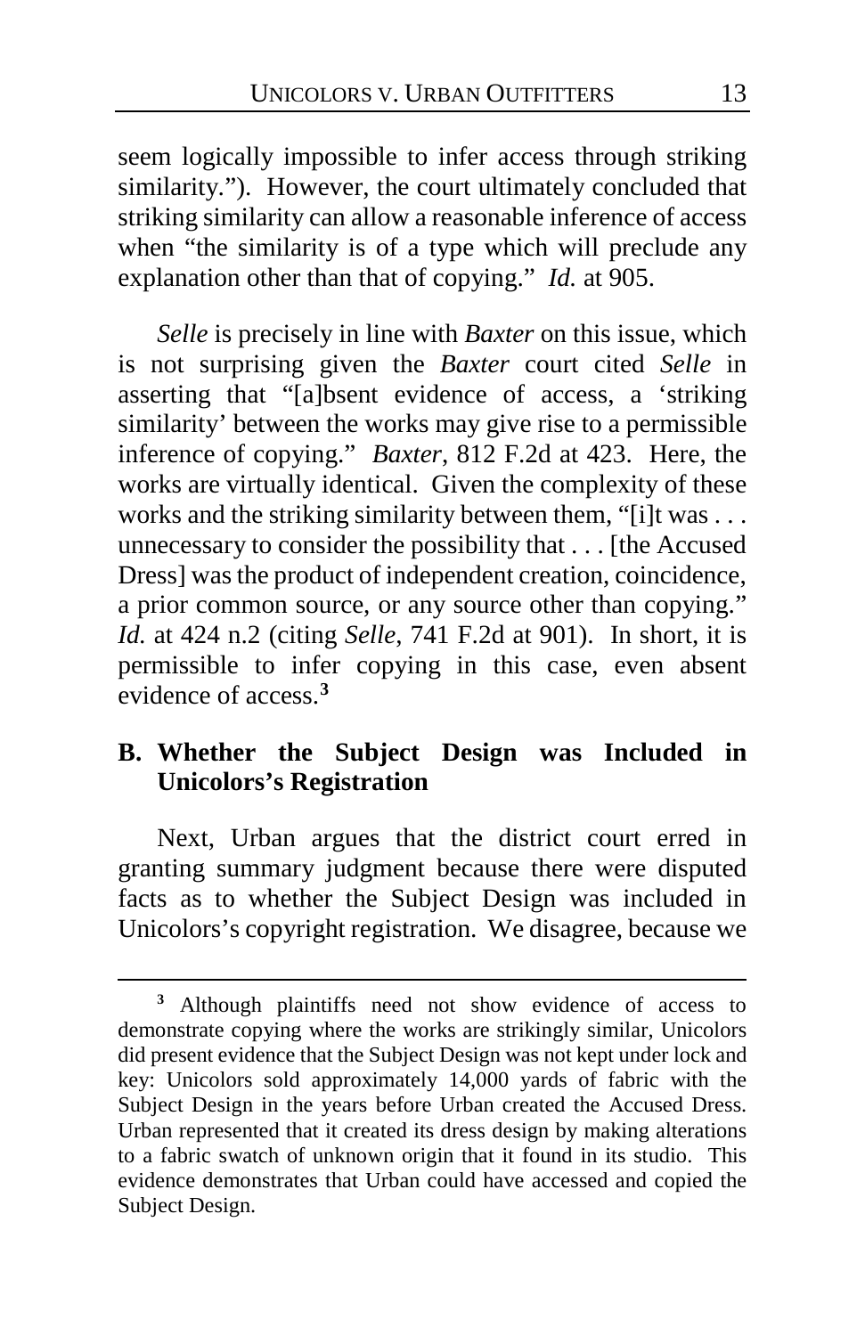seem logically impossible to infer access through striking similarity."). However, the court ultimately concluded that striking similarity can allow a reasonable inference of access when "the similarity is of a type which will preclude any explanation other than that of copying." *Id.* at 905.

*Selle* is precisely in line with *Baxter* on this issue, which is not surprising given the *Baxter* court cited *Selle* in asserting that "[a]bsent evidence of access, a 'striking similarity' between the works may give rise to a permissible inference of copying." *Baxter*, 812 F.2d at 423. Here, the works are virtually identical. Given the complexity of these works and the striking similarity between them, "[i]t was . . . unnecessary to consider the possibility that . . . [the Accused Dress] was the product of independent creation, coincidence, a prior common source, or any source other than copying." *Id.* at 424 n.2 (citing *Selle*, 741 F.2d at 901). In short, it is permissible to infer copying in this case, even absent evidence of access.[3]

## B. Whether the Subject Design was Included in Unicolors's Registration

Next, Urban argues that the district court erred in granting summary judgment because there were disputed facts as to whether the Subject Design was included in Unicolors's copyright registration. We disagree, because we

---

[3] Although plaintiffs need not show evidence of access to demonstrate copying where the works are strikingly similar, Unicolors did present evidence that the Subject Design was not kept under lock and key: Unicolors sold approximately 14,000 yards of fabric with the Subject Design in the years before Urban created the Accused Dress. Urban represented that it created its dress design by making alterations to a fabric swatch of unknown origin that it found in its studio. This evidence demonstrates that Urban could have accessed and copied the Subject Design.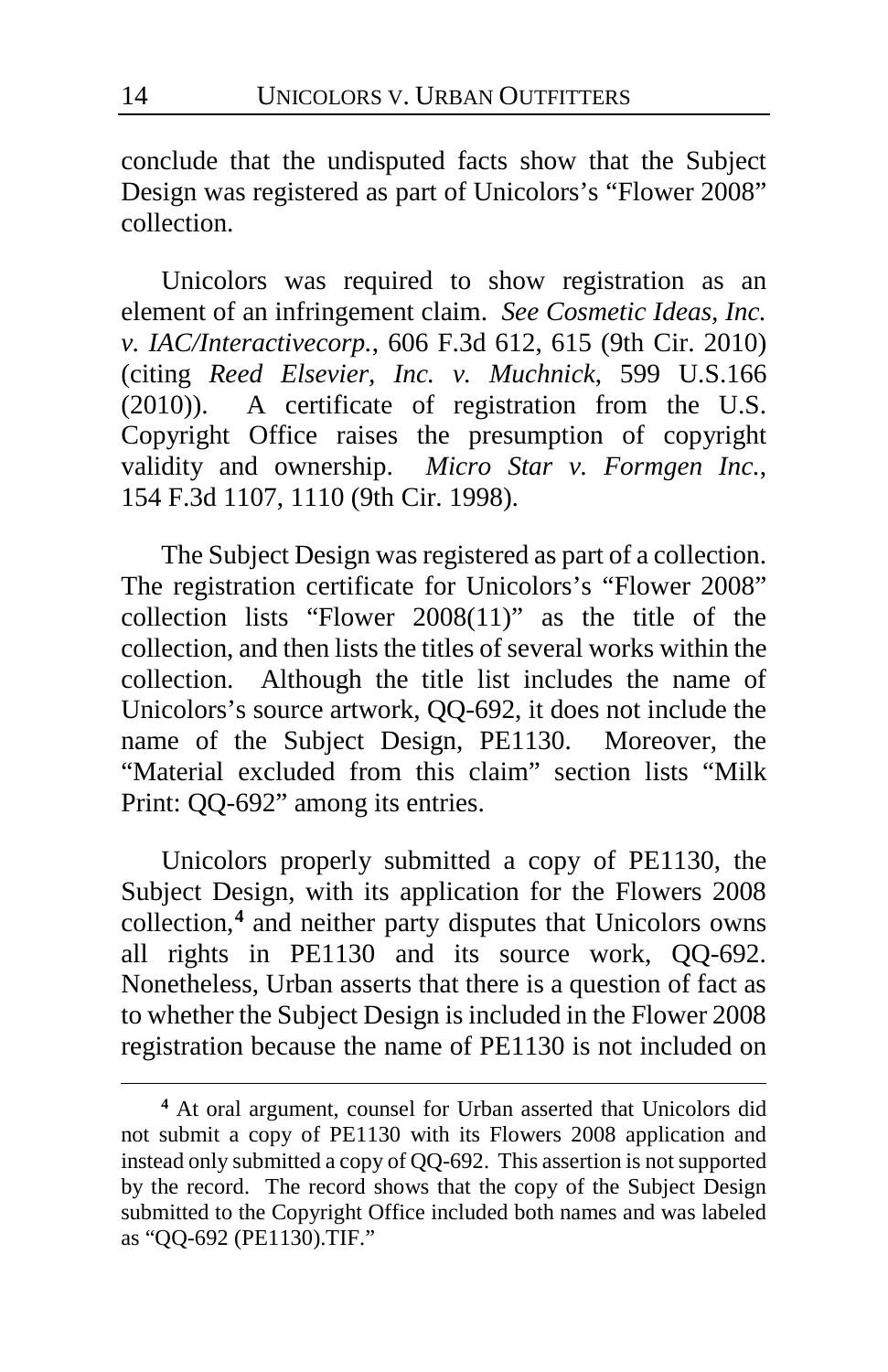conclude that the undisputed facts show that the Subject Design was registered as part of Unicolors's "Flower 2008" collection.

Unicolors was required to show registration as an element of an infringement claim. *See Cosmetic Ideas, Inc. v. IAC/Interactivecorp.*, 606 F.3d 612, 615 (9th Cir. 2010) (citing *Reed Elsevier, Inc. v. Muchnick*, 599 U.S.166 (2010)). A certificate of registration from the U.S. Copyright Office raises the presumption of copyright validity and ownership. *Micro Star v. Formgen Inc.*, 154 F.3d 1107, 1110 (9th Cir. 1998).

The Subject Design was registered as part of a collection. The registration certificate for Unicolors's "Flower 2008" collection lists "Flower 2008(11)" as the title of the collection, and then lists the titles of several works within the collection. Although the title list includes the name of Unicolors's source artwork, QQ-692, it does not include the name of the Subject Design, PE1130. Moreover, the "Material excluded from this claim" section lists "Milk Print: QQ-692" among its entries.

Unicolors properly submitted a copy of PE1130, the Subject Design, with its application for the Flowers 2008 collection,[4] and neither party disputes that Unicolors owns all rights in PE1130 and its source work, QQ-692. Nonetheless, Urban asserts that there is a question of fact as to whether the Subject Design is included in the Flower 2008 registration because the name of PE1130 is not included on

[4] At oral argument, counsel for Urban asserted that Unicolors did not submit a copy of PE1130 with its Flowers 2008 application and instead only submitted a copy of QQ-692. This assertion is not supported by the record. The record shows that the copy of the Subject Design submitted to the Copyright Office included both names and was labeled as "QQ-692 (PE1130).TIF."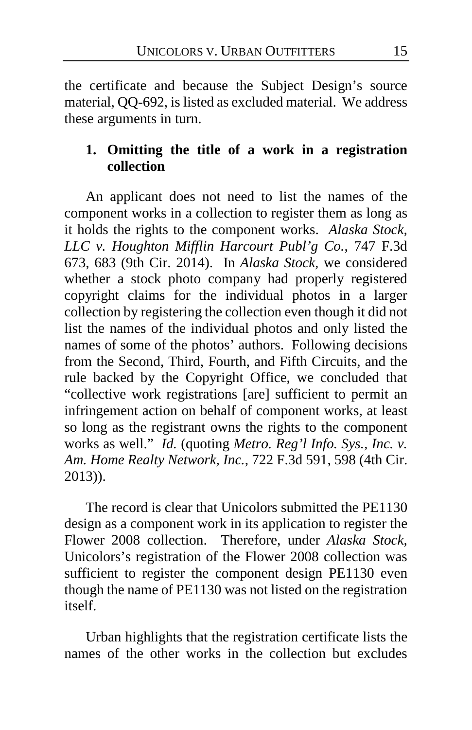the certificate and because the Subject Design's source material, QQ-692, is listed as excluded material. We address these arguments in turn.

### 1. Omitting the title of a work in a registration collection

An applicant does not need to list the names of the component works in a collection to register them as long as it holds the rights to the component works. *Alaska Stock, LLC v. Houghton Mifflin Harcourt Publ'g Co.*, 747 F.3d 673, 683 (9th Cir. 2014). In *Alaska Stock,* we considered whether a stock photo company had properly registered copyright claims for the individual photos in a larger collection by registering the collection even though it did not list the names of the individual photos and only listed the names of some of the photos' authors. Following decisions from the Second, Third, Fourth, and Fifth Circuits, and the rule backed by the Copyright Office, we concluded that "collective work registrations [are] sufficient to permit an infringement action on behalf of component works, at least so long as the registrant owns the rights to the component works as well." *Id.* (quoting *Metro. Reg'l Info. Sys., Inc. v. Am. Home Realty Network, Inc.*, 722 F.3d 591, 598 (4th Cir. 2013)).

The record is clear that Unicolors submitted the PE1130 design as a component work in its application to register the Flower 2008 collection. Therefore, under *Alaska Stock*, Unicolors's registration of the Flower 2008 collection was sufficient to register the component design PE1130 even though the name of PE1130 was not listed on the registration itself.

Urban highlights that the registration certificate lists the names of the other works in the collection but excludes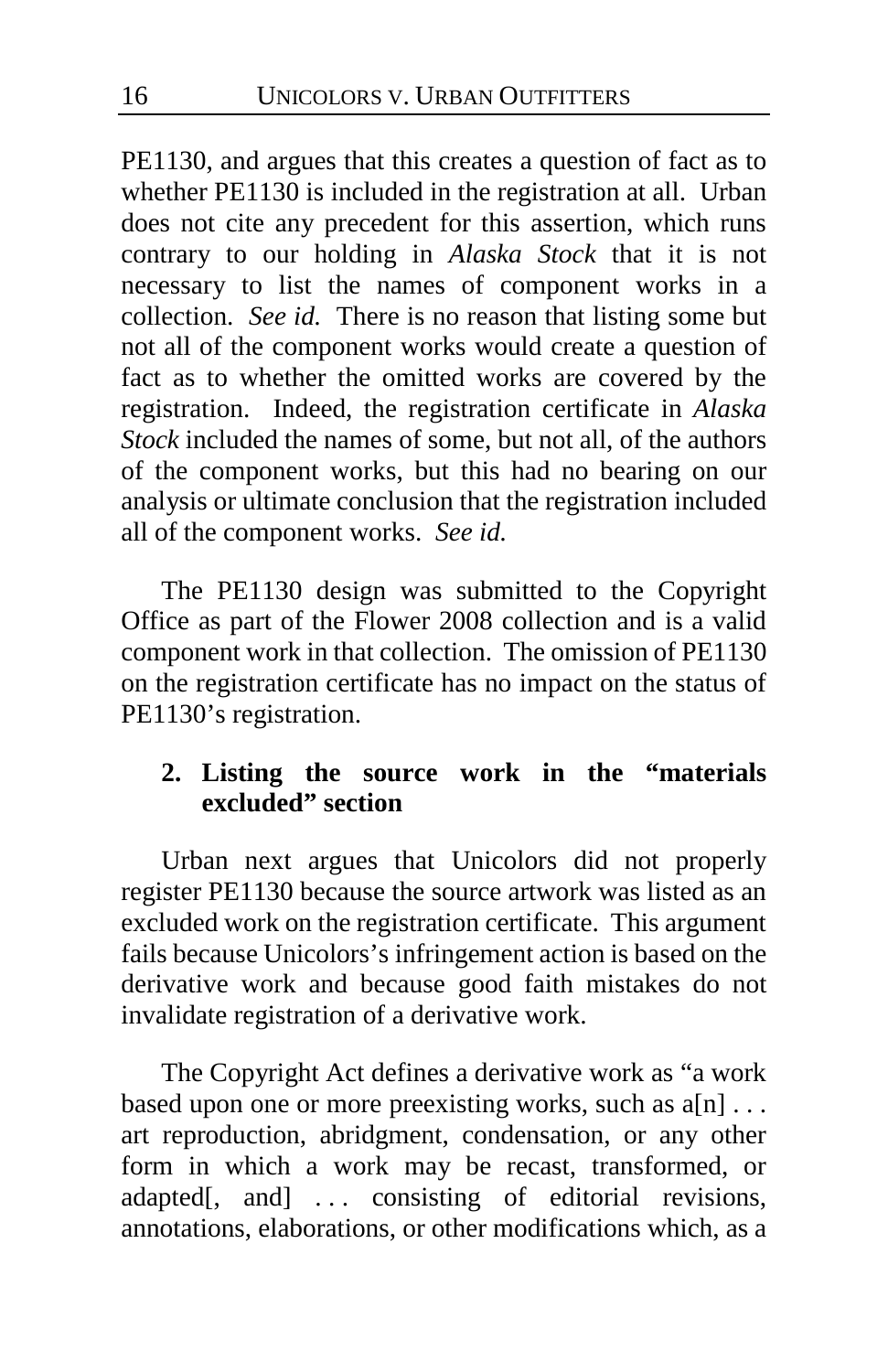PE1130, and argues that this creates a question of fact as to whether PE1130 is included in the registration at all. Urban does not cite any precedent for this assertion, which runs contrary to our holding in *Alaska Stock* that it is not necessary to list the names of component works in a collection. *See id.* There is no reason that listing some but not all of the component works would create a question of fact as to whether the omitted works are covered by the registration. Indeed, the registration certificate in *Alaska Stock* included the names of some, but not all, of the authors of the component works, but this had no bearing on our analysis or ultimate conclusion that the registration included all of the component works. *See id.*

The PE1130 design was submitted to the Copyright Office as part of the Flower 2008 collection and is a valid component work in that collection. The omission of PE1130 on the registration certificate has no impact on the status of PE1130's registration.

### 2. Listing the source work in the "materials excluded" section

Urban next argues that Unicolors did not properly register PE1130 because the source artwork was listed as an excluded work on the registration certificate. This argument fails because Unicolors's infringement action is based on the derivative work and because good faith mistakes do not invalidate registration of a derivative work.

The Copyright Act defines a derivative work as "a work based upon one or more preexisting works, such as a[n] . . . art reproduction, abridgment, condensation, or any other form in which a work may be recast, transformed, or adapted[, and] . . . consisting of editorial revisions, annotations, elaborations, or other modifications which, as a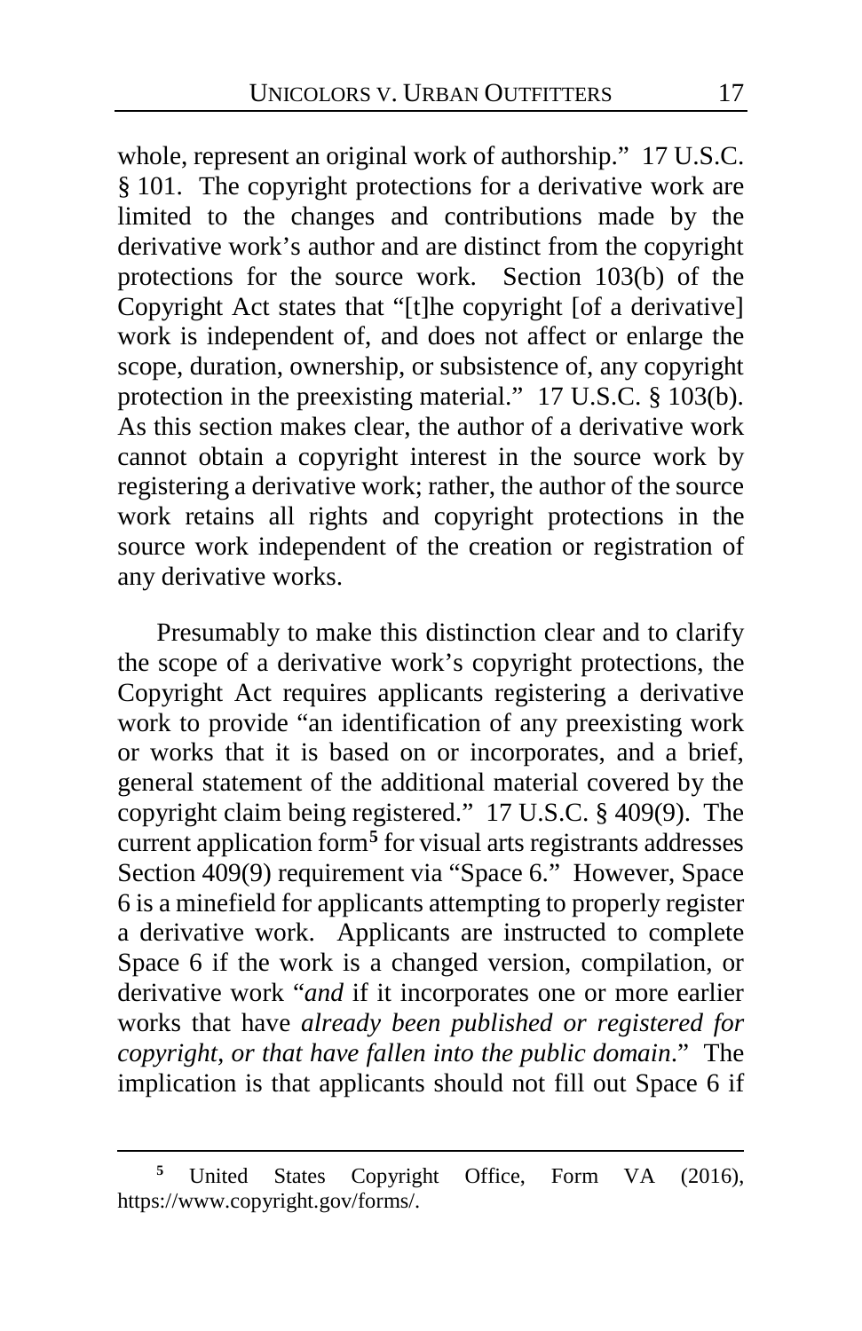whole, represent an original work of authorship." 17 U.S.C. § 101. The copyright protections for a derivative work are limited to the changes and contributions made by the derivative work's author and are distinct from the copyright protections for the source work. Section 103(b) of the Copyright Act states that "[t]he copyright [of a derivative] work is independent of, and does not affect or enlarge the scope, duration, ownership, or subsistence of, any copyright protection in the preexisting material." 17 U.S.C. § 103(b). As this section makes clear, the author of a derivative work cannot obtain a copyright interest in the source work by registering a derivative work; rather, the author of the source work retains all rights and copyright protections in the source work independent of the creation or registration of any derivative works.

Presumably to make this distinction clear and to clarify the scope of a derivative work's copyright protections, the Copyright Act requires applicants registering a derivative work to provide "an identification of any preexisting work or works that it is based on or incorporates, and a brief, general statement of the additional material covered by the copyright claim being registered." 17 U.S.C. § 409(9). The current application form[5] for visual arts registrants addresses Section 409(9) requirement via "Space 6." However, Space 6 is a minefield for applicants attempting to properly register a derivative work. Applicants are instructed to complete Space 6 if the work is a changed version, compilation, or derivative work "*and* if it incorporates one or more earlier works that have *already been published or registered for copyright, or that have fallen into the public domain*." The implication is that applicants should not fill out Space 6 if

---

[5] United States Copyright Office, Form VA (2016), https://www.copyright.gov/forms/.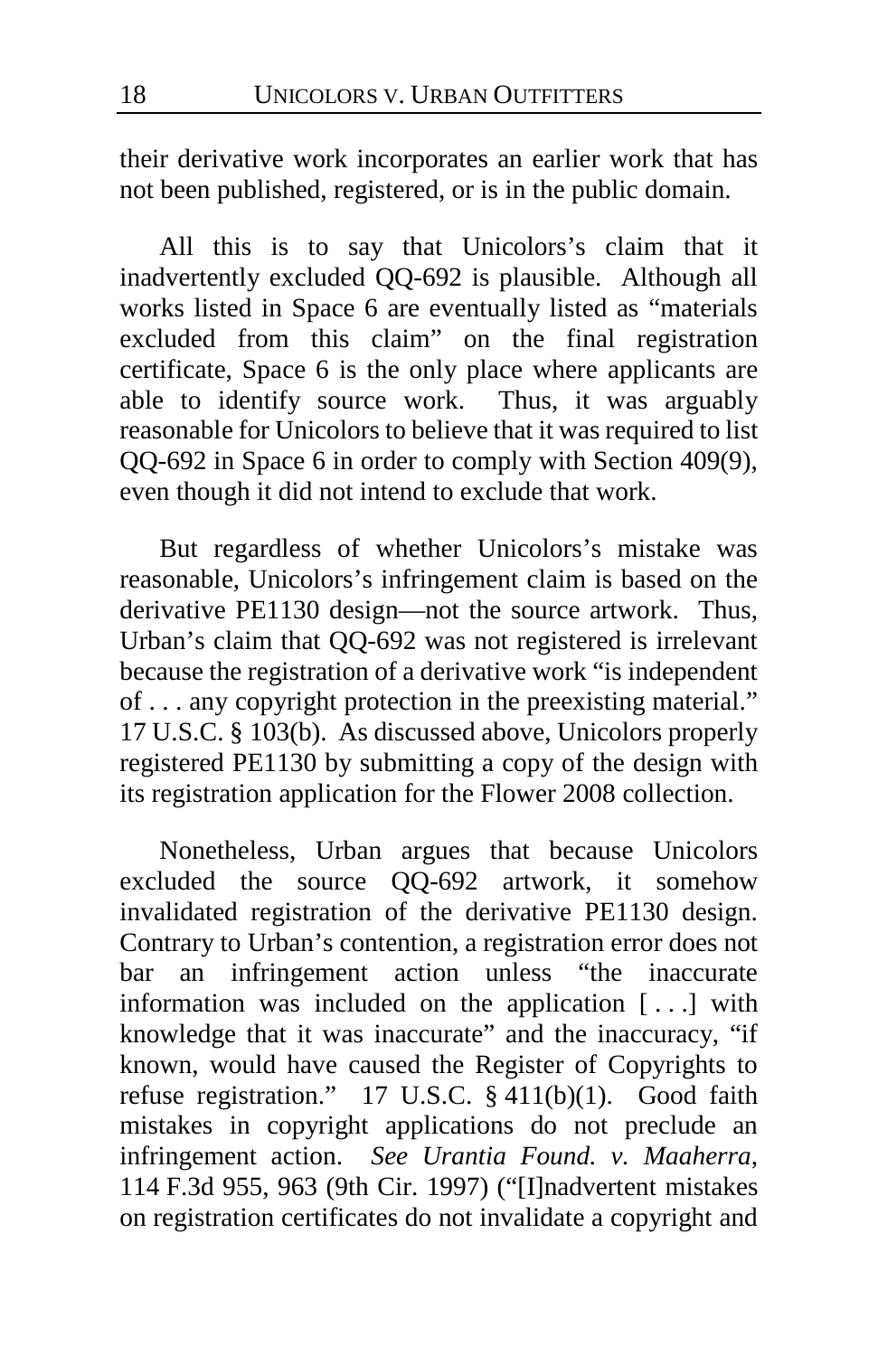their derivative work incorporates an earlier work that has not been published, registered, or is in the public domain.

All this is to say that Unicolors's claim that it inadvertently excluded QQ-692 is plausible. Although all works listed in Space 6 are eventually listed as "materials excluded from this claim" on the final registration certificate, Space 6 is the only place where applicants are able to identify source work. Thus, it was arguably reasonable for Unicolors to believe that it was required to list QQ-692 in Space 6 in order to comply with Section 409(9), even though it did not intend to exclude that work.

But regardless of whether Unicolors's mistake was reasonable, Unicolors's infringement claim is based on the derivative PE1130 design—not the source artwork. Thus, Urban's claim that QQ-692 was not registered is irrelevant because the registration of a derivative work "is independent of . . . any copyright protection in the preexisting material." 17 U.S.C. § 103(b). As discussed above, Unicolors properly registered PE1130 by submitting a copy of the design with its registration application for the Flower 2008 collection.

Nonetheless, Urban argues that because Unicolors excluded the source QQ-692 artwork, it somehow invalidated registration of the derivative PE1130 design. Contrary to Urban's contention, a registration error does not bar an infringement action unless "the inaccurate information was included on the application [ . . . ] with knowledge that it was inaccurate" and the inaccuracy, "if known, would have caused the Register of Copyrights to refuse registration." 17 U.S.C. § 411(b)(1). Good faith mistakes in copyright applications do not preclude an infringement action. *See Urantia Found. v. Maaherra*, 114 F.3d 955, 963 (9th Cir. 1997) ("[I]nadvertent mistakes on registration certificates do not invalidate a copyright and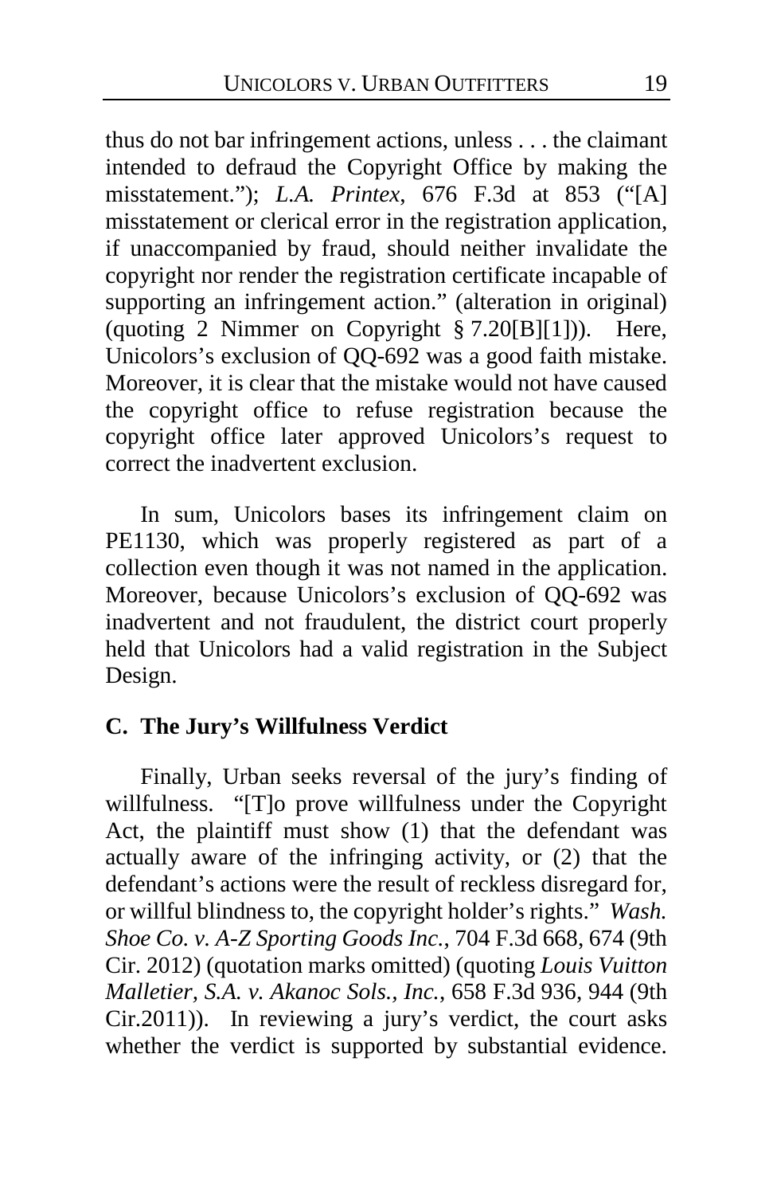thus do not bar infringement actions, unless . . . the claimant intended to defraud the Copyright Office by making the misstatement."); *L.A. Printex*, 676 F.3d at 853 ("[A] misstatement or clerical error in the registration application, if unaccompanied by fraud, should neither invalidate the copyright nor render the registration certificate incapable of supporting an infringement action." (alteration in original) (quoting 2 Nimmer on Copyright § 7.20[B][1])). Here, Unicolors's exclusion of QQ-692 was a good faith mistake. Moreover, it is clear that the mistake would not have caused the copyright office to refuse registration because the copyright office later approved Unicolors's request to correct the inadvertent exclusion.

In sum, Unicolors bases its infringement claim on PE1130, which was properly registered as part of a collection even though it was not named in the application. Moreover, because Unicolors's exclusion of QQ-692 was inadvertent and not fraudulent, the district court properly held that Unicolors had a valid registration in the Subject Design.

### C. The Jury's Willfulness Verdict

Finally, Urban seeks reversal of the jury's finding of willfulness. "[T]o prove willfulness under the Copyright Act, the plaintiff must show (1) that the defendant was actually aware of the infringing activity, or (2) that the defendant's actions were the result of reckless disregard for, or willful blindness to, the copyright holder's rights." *Wash. Shoe Co. v. A-Z Sporting Goods Inc.*, 704 F.3d 668, 674 (9th Cir. 2012) (quotation marks omitted) (quoting *Louis Vuitton Malletier, S.A. v. Akanoc Sols., Inc.*, 658 F.3d 936, 944 (9th Cir.2011)). In reviewing a jury's verdict, the court asks whether the verdict is supported by substantial evidence.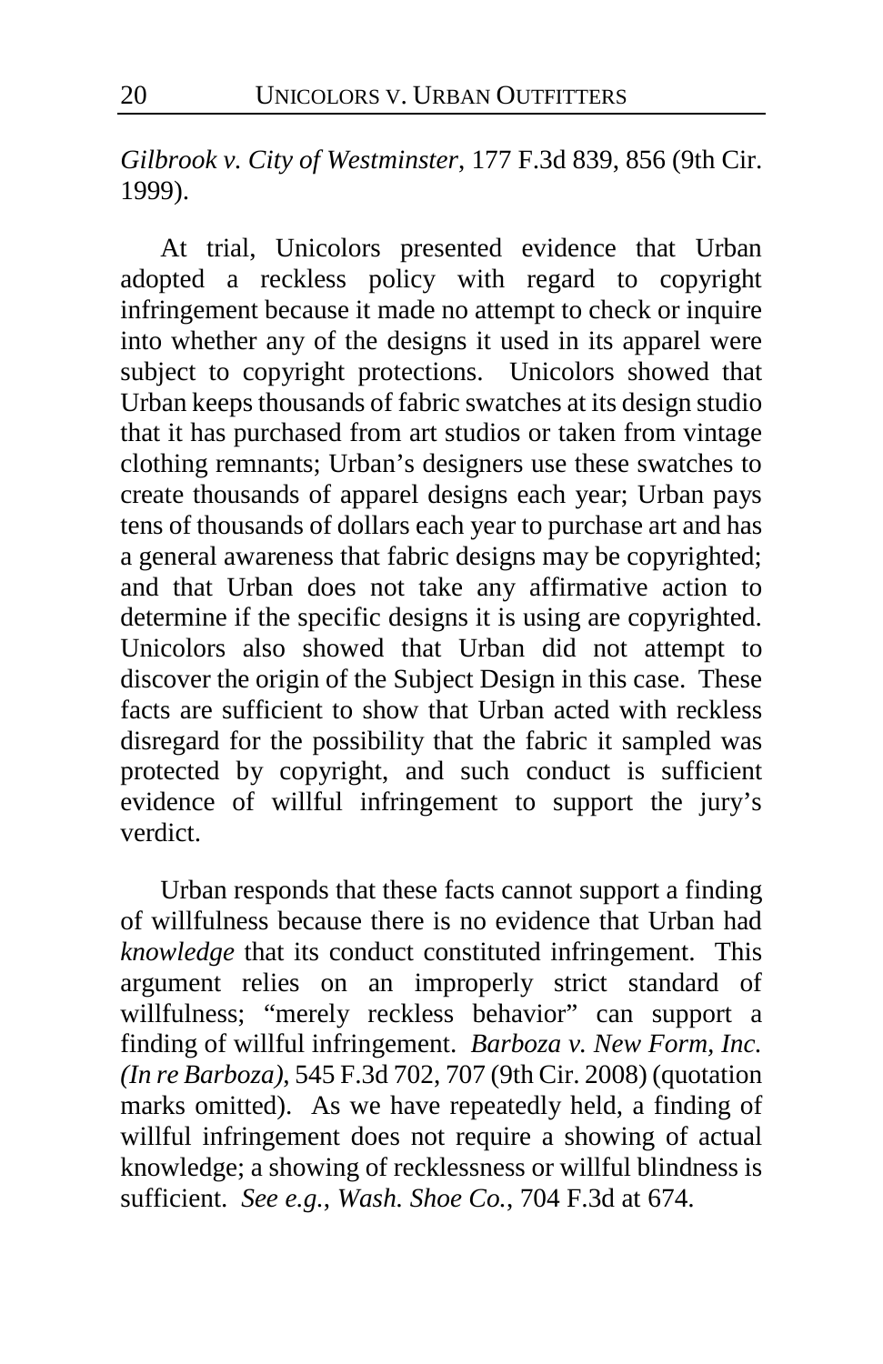*Gilbrook v. City of Westminster*, 177 F.3d 839, 856 (9th Cir. 1999).

At trial, Unicolors presented evidence that Urban adopted a reckless policy with regard to copyright infringement because it made no attempt to check or inquire into whether any of the designs it used in its apparel were subject to copyright protections. Unicolors showed that Urban keeps thousands of fabric swatches at its design studio that it has purchased from art studios or taken from vintage clothing remnants; Urban's designers use these swatches to create thousands of apparel designs each year; Urban pays tens of thousands of dollars each year to purchase art and has a general awareness that fabric designs may be copyrighted; and that Urban does not take any affirmative action to determine if the specific designs it is using are copyrighted. Unicolors also showed that Urban did not attempt to discover the origin of the Subject Design in this case. These facts are sufficient to show that Urban acted with reckless disregard for the possibility that the fabric it sampled was protected by copyright, and such conduct is sufficient evidence of willful infringement to support the jury's verdict.

Urban responds that these facts cannot support a finding of willfulness because there is no evidence that Urban had *knowledge* that its conduct constituted infringement. This argument relies on an improperly strict standard of willfulness; "merely reckless behavior" can support a finding of willful infringement. *Barboza v. New Form, Inc. (In re Barboza)*, 545 F.3d 702, 707 (9th Cir. 2008) (quotation marks omitted). As we have repeatedly held, a finding of willful infringement does not require a showing of actual knowledge; a showing of recklessness or willful blindness is sufficient. *See e.g.*, *Wash. Shoe Co.*, 704 F.3d at 674.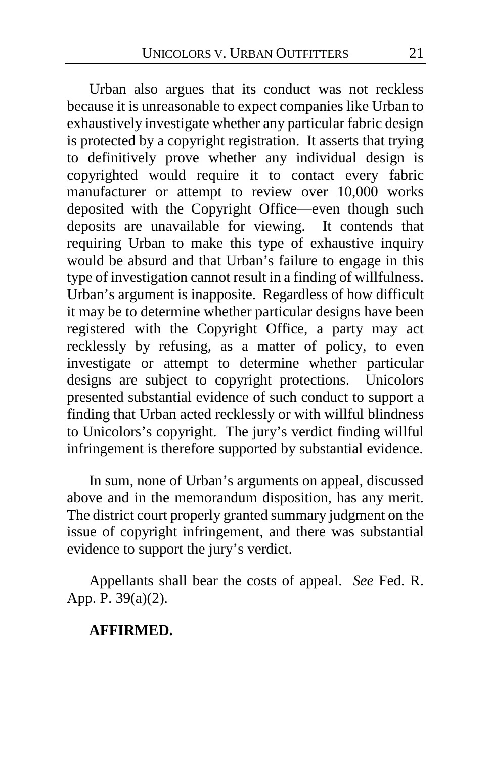Urban also argues that its conduct was not reckless because it is unreasonable to expect companies like Urban to exhaustively investigate whether any particular fabric design is protected by a copyright registration. It asserts that trying to definitively prove whether any individual design is copyrighted would require it to contact every fabric manufacturer or attempt to review over 10,000 works deposited with the Copyright Office—even though such deposits are unavailable for viewing. It contends that requiring Urban to make this type of exhaustive inquiry would be absurd and that Urban's failure to engage in this type of investigation cannot result in a finding of willfulness. Urban's argument is inapposite. Regardless of how difficult it may be to determine whether particular designs have been registered with the Copyright Office, a party may act recklessly by refusing, as a matter of policy, to even investigate or attempt to determine whether particular designs are subject to copyright protections. Unicolors presented substantial evidence of such conduct to support a finding that Urban acted recklessly or with willful blindness to Unicolors's copyright. The jury's verdict finding willful infringement is therefore supported by substantial evidence.

In sum, none of Urban's arguments on appeal, discussed above and in the memorandum disposition, has any merit. The district court properly granted summary judgment on the issue of copyright infringement, and there was substantial evidence to support the jury's verdict.

Appellants shall bear the costs of appeal. *See* Fed. R. App. P. 39(a)(2).

**AFFIRMED.**